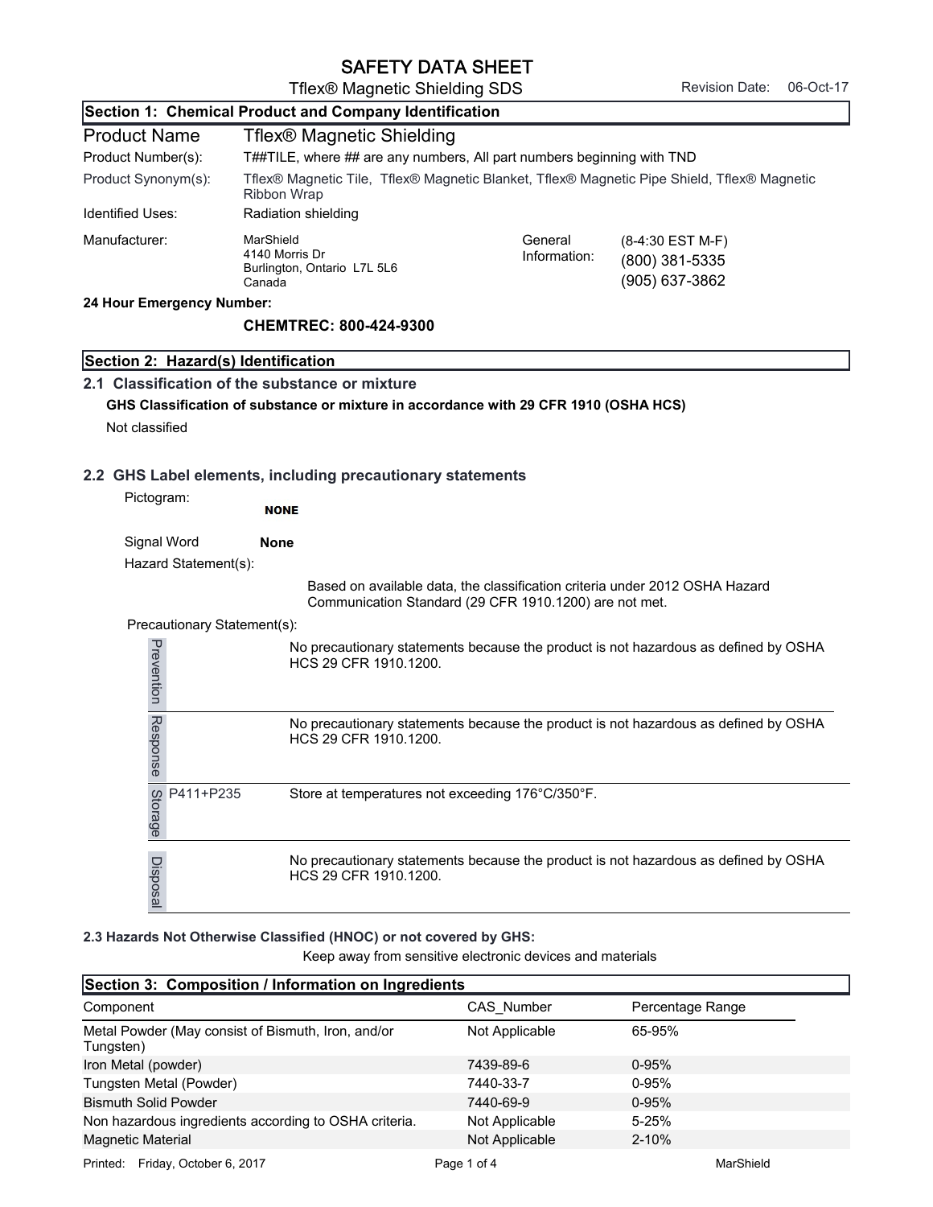# SAFETY DATA SHEET

Tflex® Magnetic Shielding SDS

Revision Date: 06-Oct-17

## Section 1: Chemical Product and Company Identification

| | |
|---|---|
| **Product Name** | **Tflex® Magnetic Shielding** |
| Product Number(s): | T##TILE, where ## are any numbers, All part numbers beginning with TND |
| Product Synonym(s): | Tflex® Magnetic Tile, Tflex® Magnetic Blanket, Tflex® Magnetic Pipe Shield, Tflex® Magnetic Ribbon Wrap |
| Identified Uses: | Radiation shielding |
| Manufacturer: | MarShield<br>4140 Morris Dr<br>Burlington, Ontario L7L 5L6<br>Canada |

General Information: (8-4:30 EST M-F)
(800) 381-5335
(905) 637-3862

**24 Hour Emergency Number:**

**CHEMTREC: 800-424-9300**

## Section 2: Hazard(s) Identification

### 2.1 Classification of the substance or mixture

**GHS Classification of substance or mixture in accordance with 29 CFR 1910 (OSHA HCS)**

Not classified

### 2.2 GHS Label elements, including precautionary statements

Pictogram: **NONE**

Signal Word **None**

Hazard Statement(s):

Based on available data, the classification criteria under 2012 OSHA Hazard Communication Standard (29 CFR 1910.1200) are not met.

Precautionary Statement(s):

| | | |
|---|---|---|
| Prevention | | No precautionary statements because the product is not hazardous as defined by OSHA HCS 29 CFR 1910.1200. |
| Response | | No precautionary statements because the product is not hazardous as defined by OSHA HCS 29 CFR 1910.1200. |
| Storage | P411+P235 | Store at temperatures not exceeding 176°C/350°F. |
| Disposal | | No precautionary statements because the product is not hazardous as defined by OSHA HCS 29 CFR 1910.1200. |

**2.3 Hazards Not Otherwise Classified (HNOC) or not covered by GHS:**

Keep away from sensitive electronic devices and materials

## Section 3: Composition / Information on Ingredients

| Component | CAS_Number | Percentage Range |
|---|---|---|
| Metal Powder (May consist of Bismuth, Iron, and/or Tungsten) | Not Applicable | 65-95% |
| Iron Metal (powder) | 7439-89-6 | 0-95% |
| Tungsten Metal (Powder) | 7440-33-7 | 0-95% |
| Bismuth Solid Powder | 7440-69-9 | 0-95% |
| Non hazardous ingredients according to OSHA criteria. | Not Applicable | 5-25% |
| Magnetic Material | Not Applicable | 2-10% |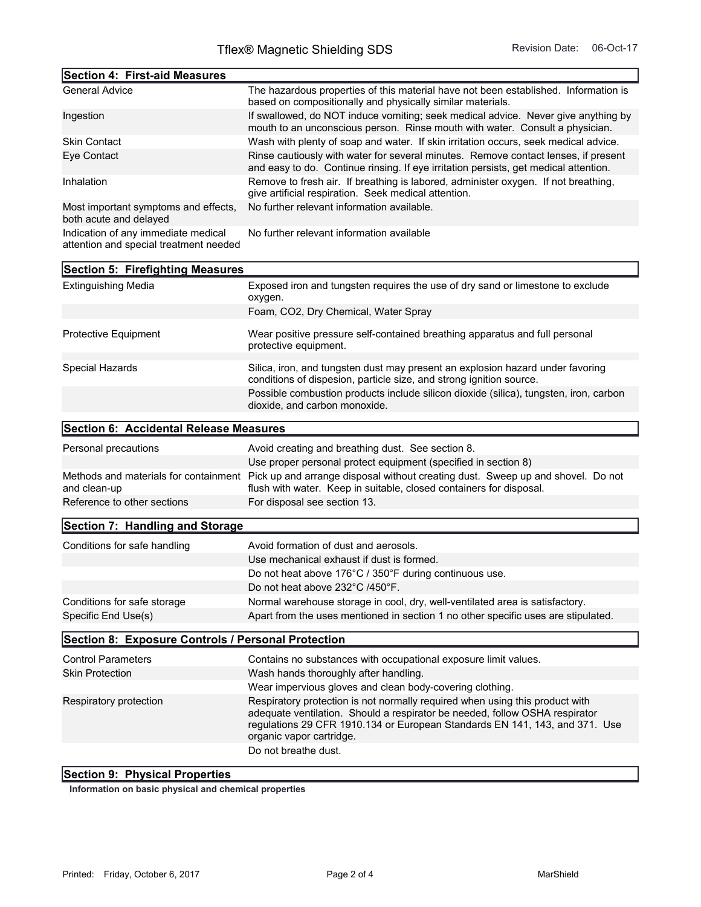## Section 4: First-aid Measures

| | |
|---|---|
| General Advice | The hazardous properties of this material have not been established. Information is based on compositionally and physically similar materials. |
| Ingestion | If swallowed, do NOT induce vomiting; seek medical advice. Never give anything by mouth to an unconscious person. Rinse mouth with water. Consult a physician. |
| Skin Contact | Wash with plenty of soap and water. If skin irritation occurs, seek medical advice. |
| Eye Contact | Rinse cautiously with water for several minutes. Remove contact lenses, if present and easy to do. Continue rinsing. If eye irritation persists, get medical attention. |
| Inhalation | Remove to fresh air. If breathing is labored, administer oxygen. If not breathing, give artificial respiration. Seek medical attention. |
| Most important symptoms and effects, both acute and delayed | No further relevant information available. |
| Indication of any immediate medical attention and special treatment needed | No further relevant information available |

## Section 5: Firefighting Measures

| | |
|---|---|
| Extinguishing Media | Exposed iron and tungsten requires the use of dry sand or limestone to exclude oxygen. |
| | Foam, $CO_2$, Dry Chemical, Water Spray |
| Protective Equipment | Wear positive pressure self-contained breathing apparatus and full personal protective equipment. |
| Special Hazards | Silica, iron, and tungsten dust may present an explosion hazard under favoring conditions of dispesion, particle size, and strong ignition source. |
| | Possible combustion products include silicon dioxide (silica), tungsten, iron, carbon dioxide, and carbon monoxide. |

## Section 6: Accidental Release Measures

| | |
|---|---|
| Personal precautions | Avoid creating and breathing dust. See section 8. |
| | Use proper personal protect equipment (specified in section 8) |
| Methods and materials for containment and clean-up | Pick up and arrange disposal without creating dust. Sweep up and shovel. Do not flush with water. Keep in suitable, closed containers for disposal. |
| Reference to other sections | For disposal see section 13. |

## Section 7: Handling and Storage

| | |
|---|---|
| Conditions for safe handling | Avoid formation of dust and aerosols. |
| | Use mechanical exhaust if dust is formed. |
| | Do not heat above 176°C / 350°F during continuous use. |
| | Do not heat above 232°C /450°F. |
| Conditions for safe storage | Normal warehouse storage in cool, dry, well-ventilated area is satisfactory. |
| Specific End Use(s) | Apart from the uses mentioned in section 1 no other specific uses are stipulated. |

## Section 8: Exposure Controls / Personal Protection

| | |
|---|---|
| Control Parameters | Contains no substances with occupational exposure limit values. |
| Skin Protection | Wash hands thoroughly after handling. |
| | Wear impervious gloves and clean body-covering clothing. |
| Respiratory protection | Respiratory protection is not normally required when using this product with adequate ventilation. Should a respirator be needed, follow OSHA respirator regulations 29 CFR 1910.134 or European Standards EN 141, 143, and 371. Use organic vapor cartridge. |
| | Do not breathe dust. |

## Section 9: Physical Properties

**Information on basic physical and chemical properties**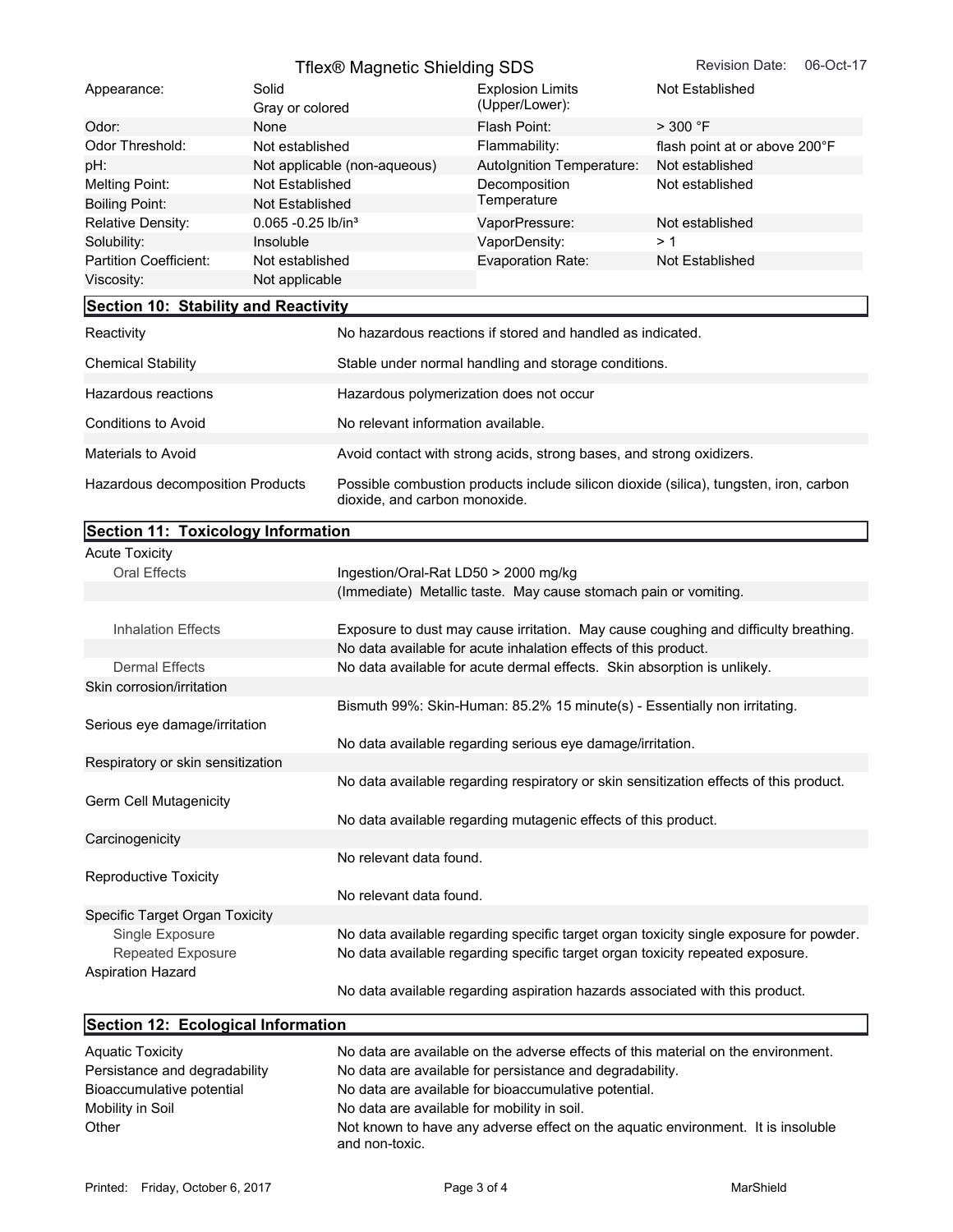| | | | |
|---|---|---|---|
| Appearance: | Solid<br>Gray or colored | Explosion Limits (Upper/Lower): | Not Established |
| Odor: | None | Flash Point: | > 300 °F |
| Odor Threshold: | Not established | Flammability: | flash point at or above 200°F |
| pH: | Not applicable (non-aqueous) | AutoIgnition Temperature: | Not established |
| Melting Point: | Not Established | Decomposition Temperature | Not established |
| Boiling Point: | Not Established | | |
| Relative Density: | 0.065 -0.25 lb/in³ | VaporPressure: | Not established |
| Solubility: | Insoluble | VaporDensity: | > 1 |
| Partition Coefficient: | Not established | Evaporation Rate: | Not Established |
| Viscosity: | Not applicable | | |

## Section 10: Stability and Reactivity

| | |
|---|---|
| Reactivity | No hazardous reactions if stored and handled as indicated. |
| Chemical Stability | Stable under normal handling and storage conditions. |
| Hazardous reactions | Hazardous polymerization does not occur |
| Conditions to Avoid | No relevant information available. |
| Materials to Avoid | Avoid contact with strong acids, strong bases, and strong oxidizers. |
| Hazardous decomposition Products | Possible combustion products include silicon dioxide (silica), tungsten, iron, carbon dioxide, and carbon monoxide. |

## Section 11: Toxicology Information

| | |
|---|---|
| Acute Toxicity | |
| Oral Effects | Ingestion/Oral-Rat LD50 > 2000 mg/kg |
| | (Immediate) Metallic taste. May cause stomach pain or vomiting. |
| Inhalation Effects | Exposure to dust may cause irritation. May cause coughing and difficulty breathing. |
| | No data available for acute inhalation effects of this product. |
| Dermal Effects | No data available for acute dermal effects. Skin absorption is unlikely. |
| Skin corrosion/irritation | Bismuth 99%: Skin-Human: 85.2% 15 minute(s) - Essentially non irritating. |
| Serious eye damage/irritation | No data available regarding serious eye damage/irritation. |
| Respiratory or skin sensitization | No data available regarding respiratory or skin sensitization effects of this product. |
| Germ Cell Mutagenicity | No data available regarding mutagenic effects of this product. |
| Carcinogenicity | No relevant data found. |
| Reproductive Toxicity | No relevant data found. |
| Specific Target Organ Toxicity | |
| Single Exposure | No data available regarding specific target organ toxicity single exposure for powder. |
| Repeated Exposure | No data available regarding specific target organ toxicity repeated exposure. |
| Aspiration Hazard | No data available regarding aspiration hazards associated with this product. |

## Section 12: Ecological Information

| | |
|---|---|
| Aquatic Toxicity | No data are available on the adverse effects of this material on the environment. |
| Persistance and degradability | No data are available for persistance and degradability. |
| Bioaccumulative potential | No data are available for bioaccumulative potential. |
| Mobility in Soil | No data are available for mobility in soil. |
| Other | Not known to have any adverse effect on the aquatic environment. It is insoluble and non-toxic. |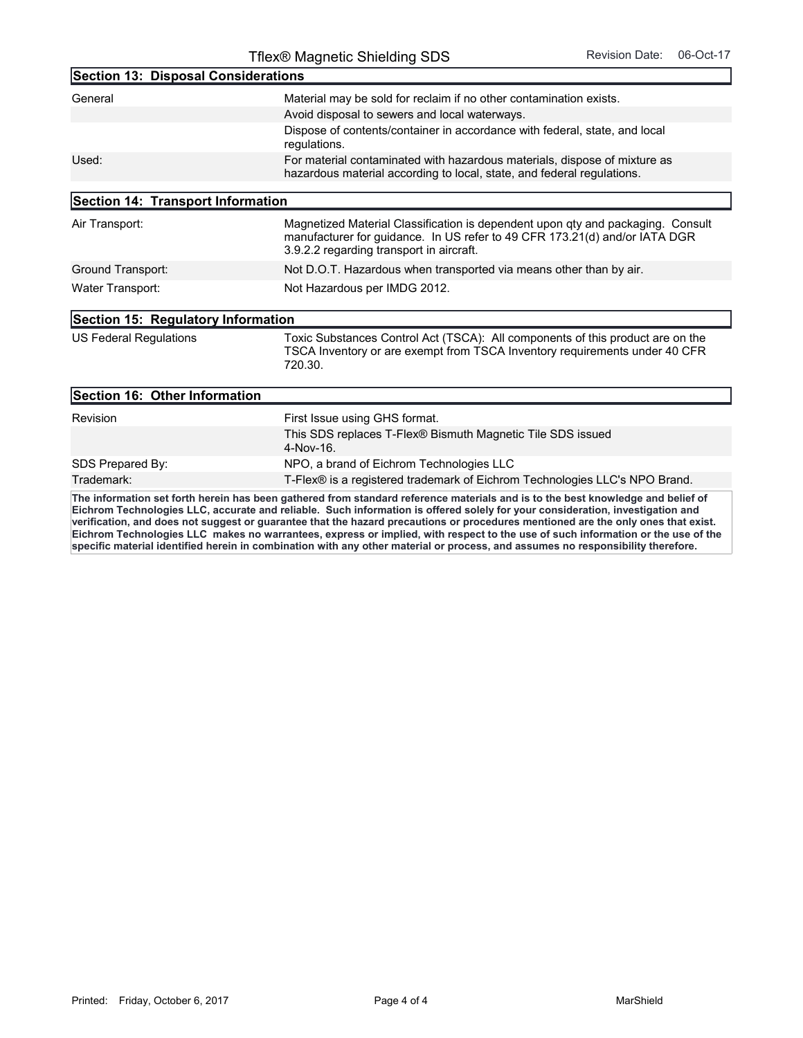## Section 13: Disposal Considerations

| | |
|---|---|
| General | Material may be sold for reclaim if no other contamination exists. |
| | Avoid disposal to sewers and local waterways. |
| | Dispose of contents/container in accordance with federal, state, and local regulations. |
| Used: | For material contaminated with hazardous materials, dispose of mixture as hazardous material according to local, state, and federal regulations. |

## Section 14: Transport Information

| | |
|---|---|
| Air Transport: | Magnetized Material Classification is dependent upon qty and packaging. Consult manufacturer for guidance. In US refer to 49 CFR 173.21(d) and/or IATA DGR 3.9.2.2 regarding transport in aircraft. |
| Ground Transport: | Not D.O.T. Hazardous when transported via means other than by air. |
| Water Transport: | Not Hazardous per IMDG 2012. |

## Section 15: Regulatory Information

| | |
|---|---|
| US Federal Regulations | Toxic Substances Control Act (TSCA): All components of this product are on the TSCA Inventory or are exempt from TSCA Inventory requirements under 40 CFR 720.30. |

## Section 16: Other Information

| | |
|---|---|
| Revision | First Issue using GHS format. |
| | This SDS replaces T-Flex® Bismuth Magnetic Tile SDS issued 4-Nov-16. |
| SDS Prepared By: | NPO, a brand of Eichrom Technologies LLC |
| Trademark: | T-Flex® is a registered trademark of Eichrom Technologies LLC's NPO Brand. |

**The information set forth herein has been gathered from standard reference materials and is to the best knowledge and belief of Eichrom Technologies LLC, accurate and reliable. Such information is offered solely for your consideration, investigation and verification, and does not suggest or guarantee that the hazard precautions or procedures mentioned are the only ones that exist. Eichrom Technologies LLC makes no warrantees, express or implied, with respect to the use of such information or the use of the specific material identified herein in combination with any other material or process, and assumes no responsibility therefore.**